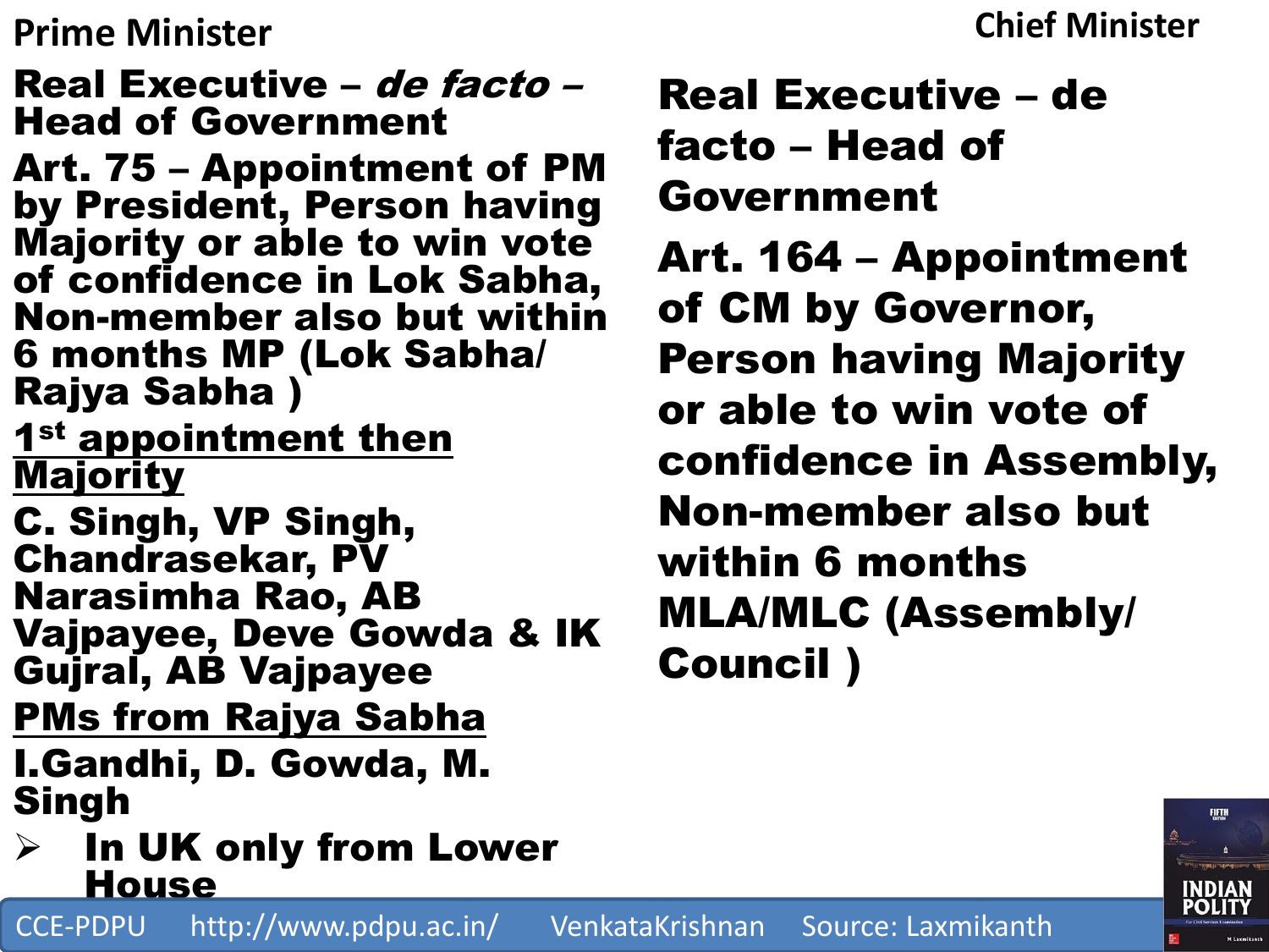## Prime Minister

**Real Executive – *de facto* – Head of Government**

**Art. 75 – Appointment of PM by President, Person having Majority or able to win vote of confidence in Lok Sabha, Non-member also but within 6 months MP (Lok Sabha/ Rajya Sabha )**

**<u>1st appointment then Majority</u>**

**C. Singh, VP Singh, Chandrasekar, PV Narasimha Rao, AB Vajpayee, Deve Gowda & IK Gujral, AB Vajpayee**

**<u>PMs from Rajya Sabha</u>**

**I.Gandhi, D. Gowda, M. Singh**

- **In UK only from Lower House**

## Chief Minister

**Real Executive – de facto – Head of Government**

**Art. 164 – Appointment of CM by Governor, Person having Majority or able to win vote of confidence in Assembly, Non-member also but within 6 months MLA/MLC (Assembly/ Council )**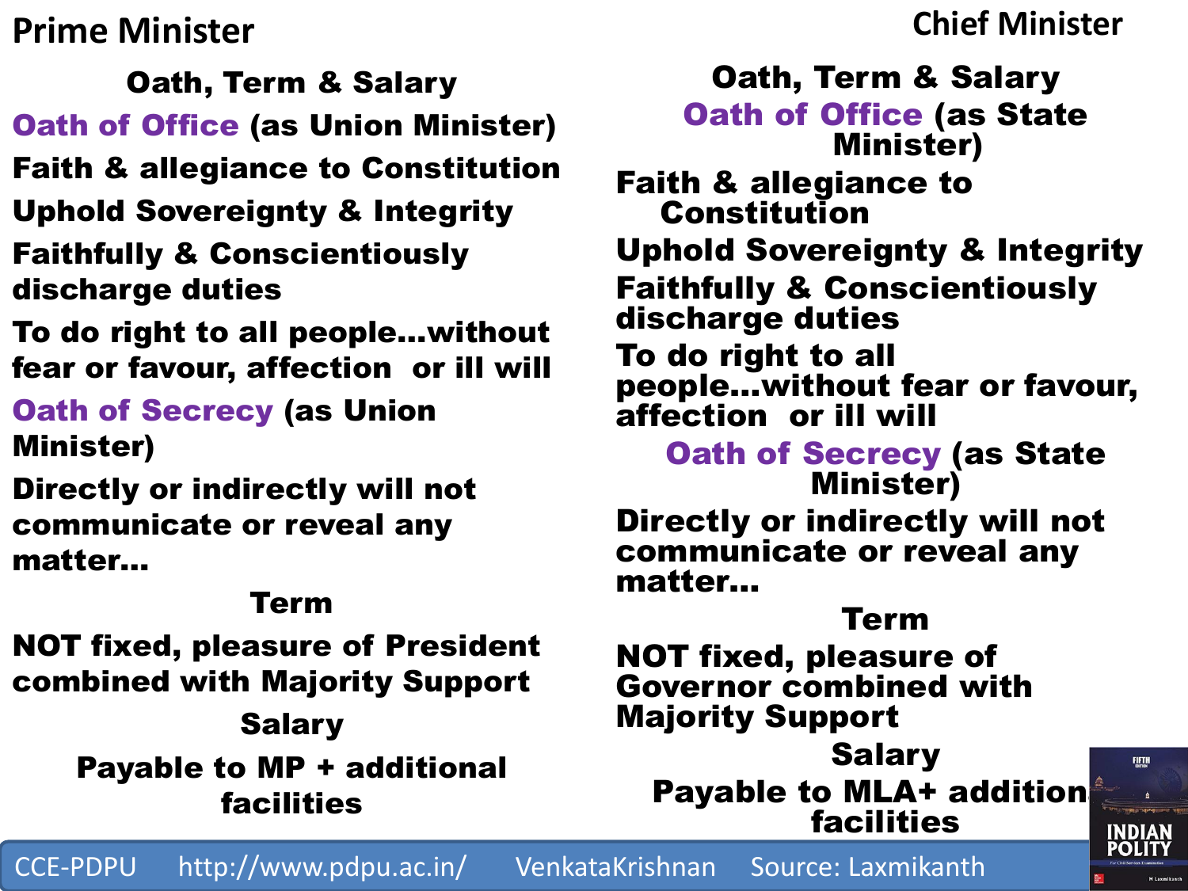# Prime Minister

## Oath, Term & Salary

**Oath of Office (as Union Minister)**

**Faith & allegiance to Constitution**

**Uphold Sovereignty & Integrity**

**Faithfully & Conscientiously discharge duties**

**To do right to all people…without fear or favour, affection or ill will**

**Oath of Secrecy (as Union Minister)**

**Directly or indirectly will not communicate or reveal any matter…**

### Term

**NOT fixed, pleasure of President combined with Majority Support**

### Salary

**Payable to MP + additional facilities**

# Chief Minister

## Oath, Term & Salary

**Oath of Office (as State Minister)**

**Faith & allegiance to Constitution**

**Uphold Sovereignty & Integrity**

**Faithfully & Conscientiously discharge duties**

**To do right to all people…without fear or favour, affection or ill will**

**Oath of Secrecy (as State Minister)**

**Directly or indirectly will not communicate or reveal any matter…**

### Term

**NOT fixed, pleasure of Governor combined with Majority Support**

### Salary

**Payable to MLA+ additional facilities**

CCE-PDPU http://www.pdpu.ac.in/ VenkataKrishnan Source: Laxmikanth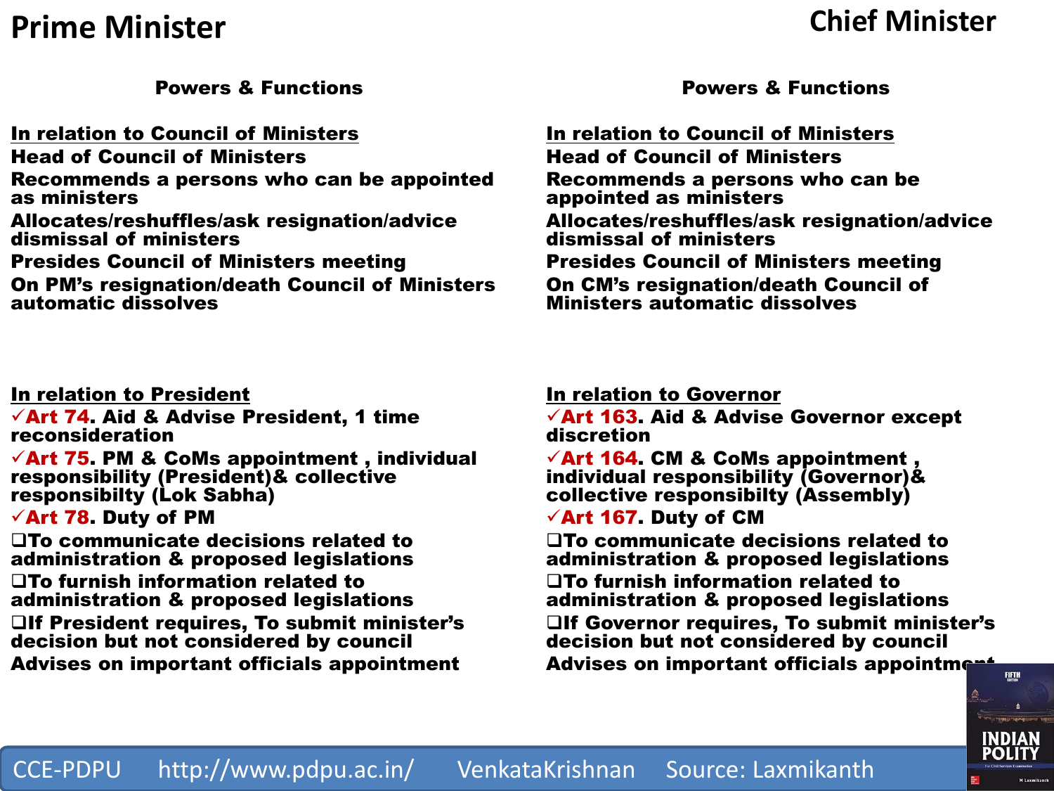## Prime Minister

### Powers & Functions

**In relation to Council of Ministers**

**Head of Council of Ministers**

**Recommends a persons who can be appointed as ministers**

**Allocates/reshuffles/ask resignation/advice dismissal of ministers**

**Presides Council of Ministers meeting**

**On PM's resignation/death Council of Ministers automatic dissolves**

**In relation to President**

- ✓**Art 74**. Aid & Advise President, 1 time reconsideration
- ✓**Art 75**. PM & CoMs appointment , individual responsibility (President)& collective responsibilty (Lok Sabha)
- ✓**Art 78**. Duty of PM
  - ❑To communicate decisions related to administration & proposed legislations
  - ❑To furnish information related to administration & proposed legislations
  - ❑If President requires, To submit minister's decision but not considered by council

**Advises on important officials appointment**

## Chief Minister

### Powers & Functions

**In relation to Council of Ministers**

**Head of Council of Ministers**

**Recommends a persons who can be appointed as ministers**

**Allocates/reshuffles/ask resignation/advice dismissal of ministers**

**Presides Council of Ministers meeting**

**On CM's resignation/death Council of Ministers automatic dissolves**

**In relation to Governor**

- ✓**Art 163**. Aid & Advise Governor except discretion
- ✓**Art 164**. CM & CoMs appointment , individual responsibility (Governor)& collective responsibilty (Assembly)
- ✓**Art 167**. Duty of CM
  - ❑To communicate decisions related to administration & proposed legislations
  - ❑To furnish information related to administration & proposed legislations
  - ❑If Governor requires, To submit minister's decision but not considered by council

**Advises on important officials appointment**

CCE-PDPU http://www.pdpu.ac.in/ VenkataKrishnan Source: Laxmikanth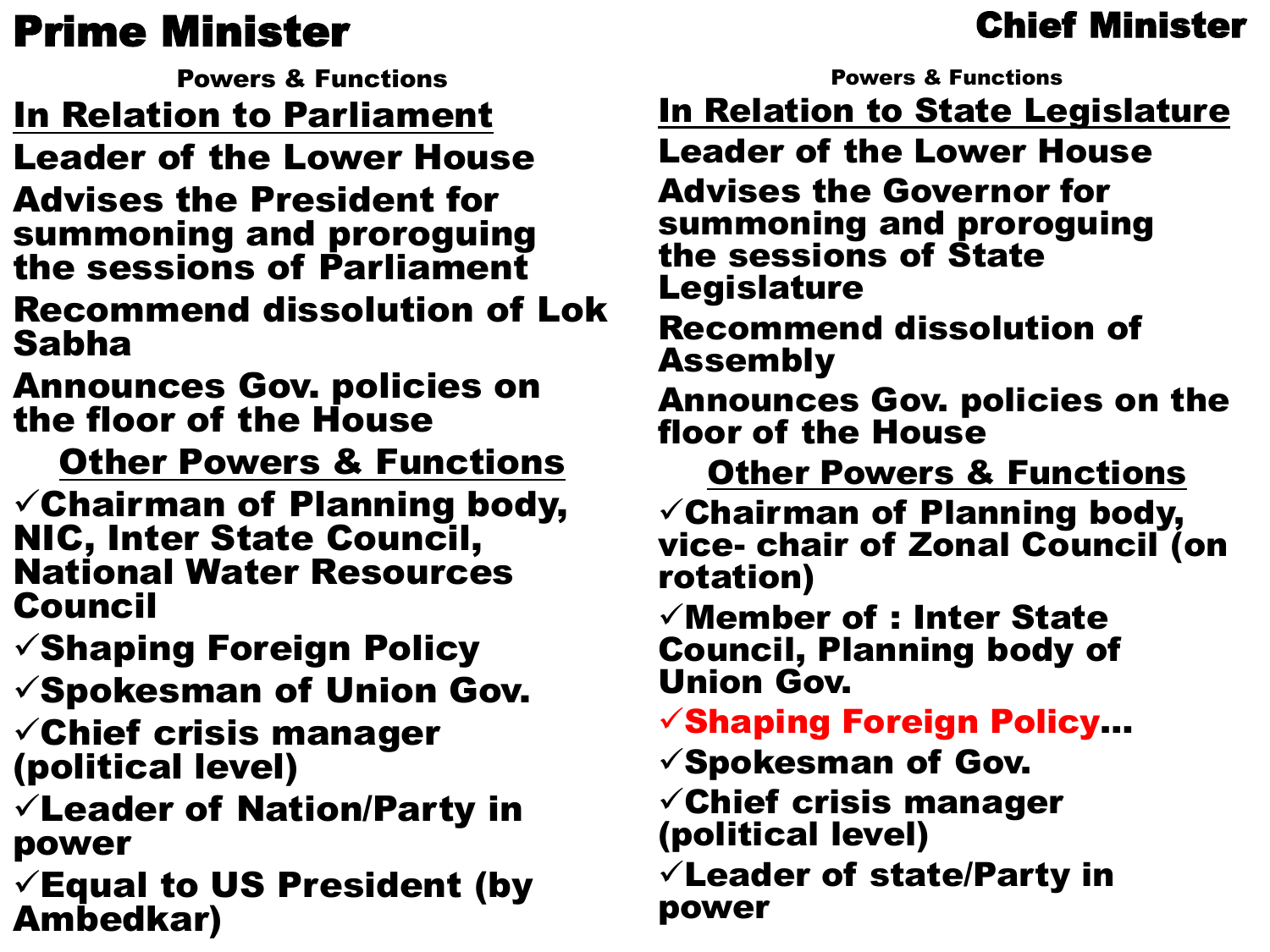# Prime Minister

### Powers & Functions

## In Relation to Parliament

- Leader of the Lower House
- Advises the President for summoning and proroguing the sessions of Parliament
- Recommend dissolution of Lok Sabha
- Announces Gov. policies on the floor of the House

## Other Powers & Functions

- ✓Chairman of Planning body, NIC, Inter State Council, National Water Resources Council
- ✓Shaping Foreign Policy
- ✓Spokesman of Union Gov.
- ✓Chief crisis manager (political level)
- ✓Leader of Nation/Party in power
- ✓Equal to US President (by Ambedkar)

# Chief Minister

### Powers & Functions

## In Relation to State Legislature

- Leader of the Lower House
- Advises the Governor for summoning and proroguing the sessions of State Legislature
- Recommend dissolution of Assembly
- Announces Gov. policies on the floor of the House

## Other Powers & Functions

- ✓Chairman of Planning body, vice- chair of Zonal Council (on rotation)
- ✓Member of : Inter State Council, Planning body of Union Gov.
- ✓Shaping Foreign Policy…
- ✓Spokesman of Gov.
- ✓Chief crisis manager (political level)
- ✓Leader of state/Party in power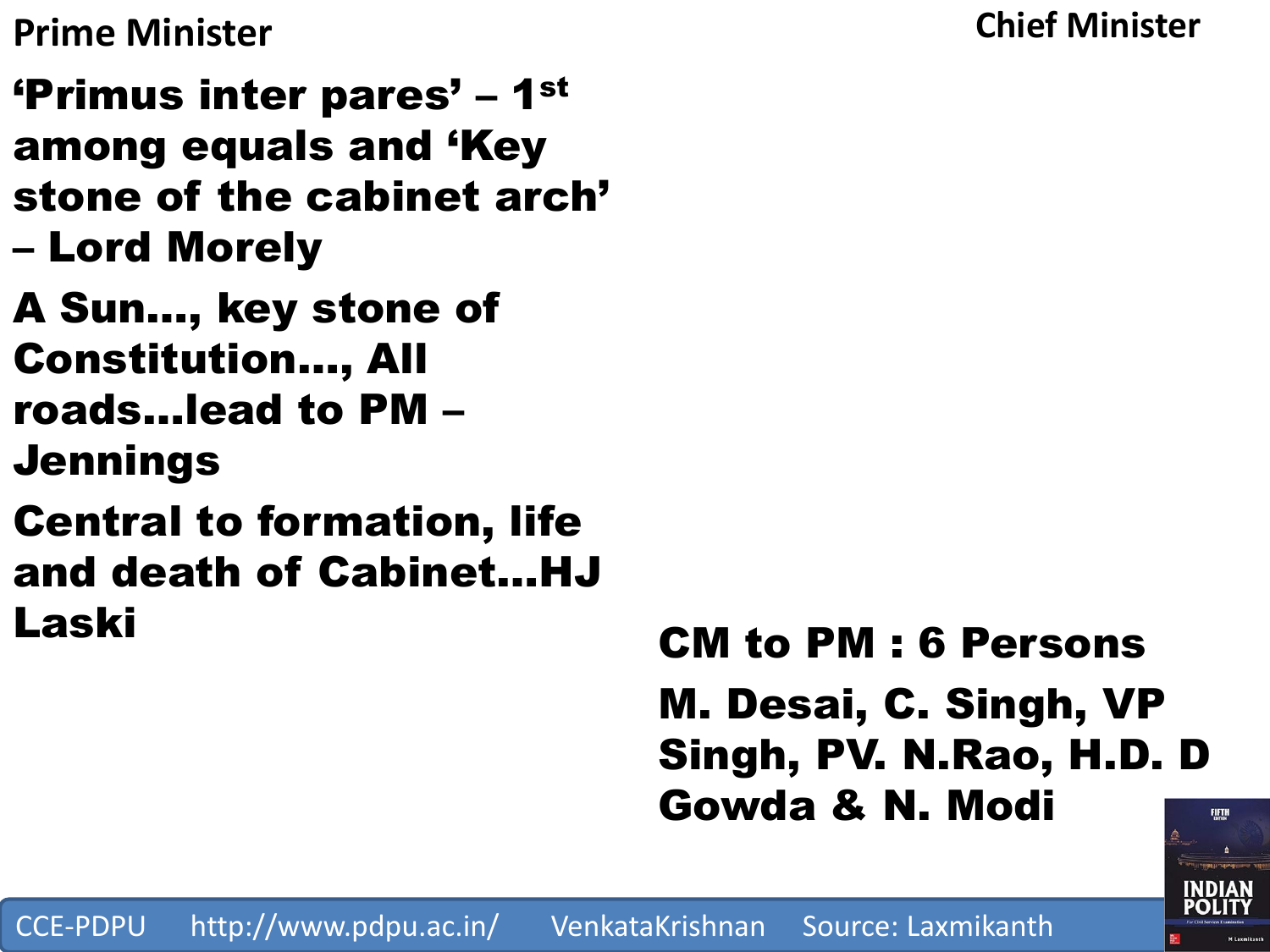## Prime Minister

## Chief Minister

**'Primus inter pares' – 1st among equals and 'Key stone of the cabinet arch' – Lord Morely**

**A Sun…, key stone of Constitution…, All roads…lead to PM – Jennings**

**Central to formation, life and death of Cabinet…HJ Laski**

**CM to PM : 6 Persons**

**M. Desai, C. Singh, VP Singh, PV. N.Rao, H.D. D Gowda & N. Modi**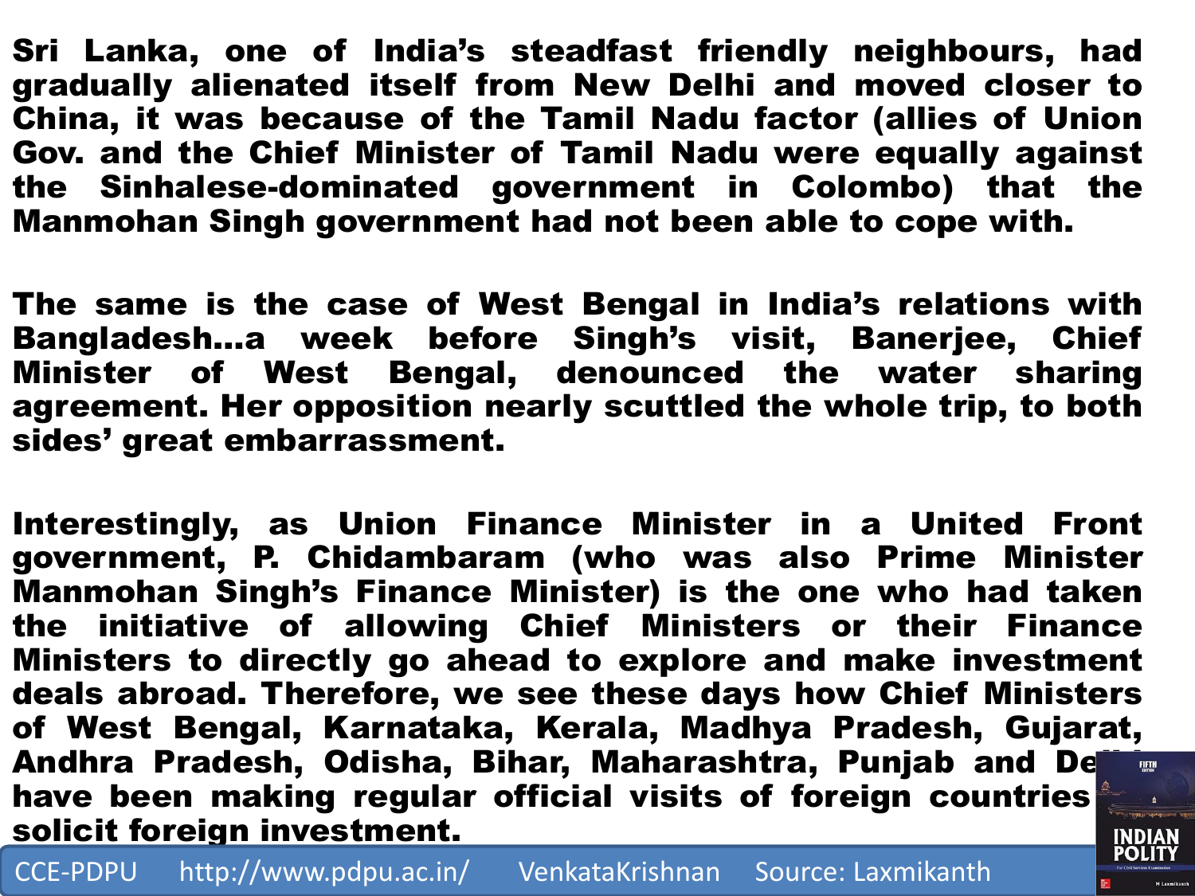**Sri Lanka, one of India's steadfast friendly neighbours, had gradually alienated itself from New Delhi and moved closer to China, it was because of the Tamil Nadu factor (allies of Union Gov. and the Chief Minister of Tamil Nadu were equally against the Sinhalese-dominated government in Colombo) that the Manmohan Singh government had not been able to cope with.**

**The same is the case of West Bengal in India's relations with Bangladesh…a week before Singh's visit, Banerjee, Chief Minister of West Bengal, denounced the water sharing agreement. Her opposition nearly scuttled the whole trip, to both sides' great embarrassment.**

**Interestingly, as Union Finance Minister in a United Front government, P. Chidambaram (who was also Prime Minister Manmohan Singh's Finance Minister) is the one who had taken the initiative of allowing Chief Ministers or their Finance Ministers to directly go ahead to explore and make investment deals abroad. Therefore, we see these days how Chief Ministers of West Bengal, Karnataka, Kerala, Madhya Pradesh, Gujarat, Andhra Pradesh, Odisha, Bihar, Maharashtra, Punjab and Delhi have been making regular official visits of foreign countries to solicit foreign investment.**